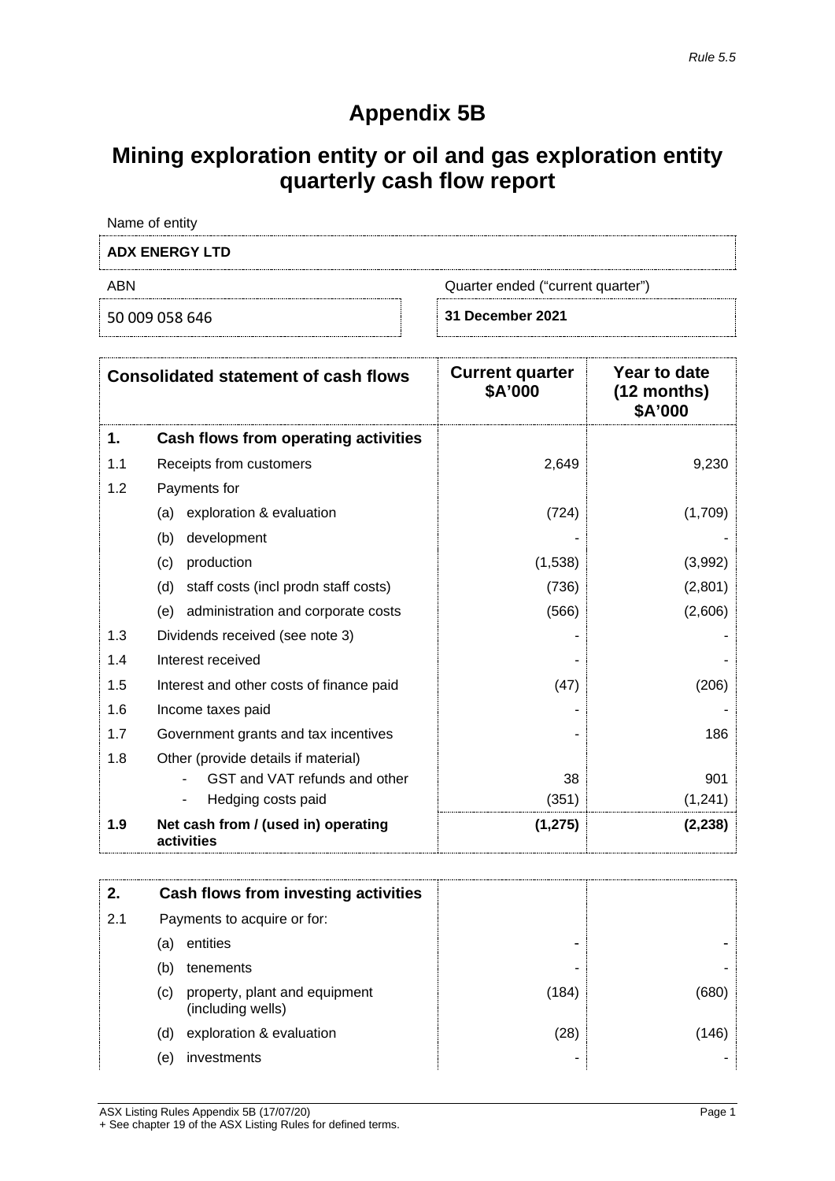*Rule 5.5*

# Appendix 5B

# Mining exploration entity or oil and gas exploration entity quarterly cash flow report

Name of entity

**ADX ENERGY LTD**

| ABN | Quarter ended ("current quarter") |
|---|---|
| 50 009 058 646 | **31 December 2021** |

| | **Consolidated statement of cash flows** | **Current quarter \$A'000** | **Year to date (12 months) \$A'000** |
|---|---|---|---|
| **1.** | **Cash flows from operating activities** | | |
| 1.1 | Receipts from customers | 2,649 | 9,230 |
| 1.2 | Payments for | | |
| | (a) exploration & evaluation | (724) | (1,709) |
| | (b) development | - | - |
| | (c) production | (1,538) | (3,992) |
| | (d) staff costs (incl prodn staff costs) | (736) | (2,801) |
| | (e) administration and corporate costs | (566) | (2,606) |
| 1.3 | Dividends received (see note 3) | - | - |
| 1.4 | Interest received | - | - |
| 1.5 | Interest and other costs of finance paid | (47) | (206) |
| 1.6 | Income taxes paid | - | - |
| 1.7 | Government grants and tax incentives | - | 186 |
| 1.8 | Other (provide details if material) | | |
| | - GST and VAT refunds and other | 38 | 901 |
| | - Hedging costs paid | (351) | (1,241) |
| **1.9** | **Net cash from / (used in) operating activities** | **(1,275)** | **(2,238)** |

| | | | |
|---|---|---|---|
| **2.** | **Cash flows from investing activities** | | |
| 2.1 | Payments to acquire or for: | | |
| | (a) entities | - | - |
| | (b) tenements | - | - |
| | (c) property, plant and equipment (including wells) | (184) | (680) |
| | (d) exploration & evaluation | (28) | (146) |
| | (e) investments | - | - |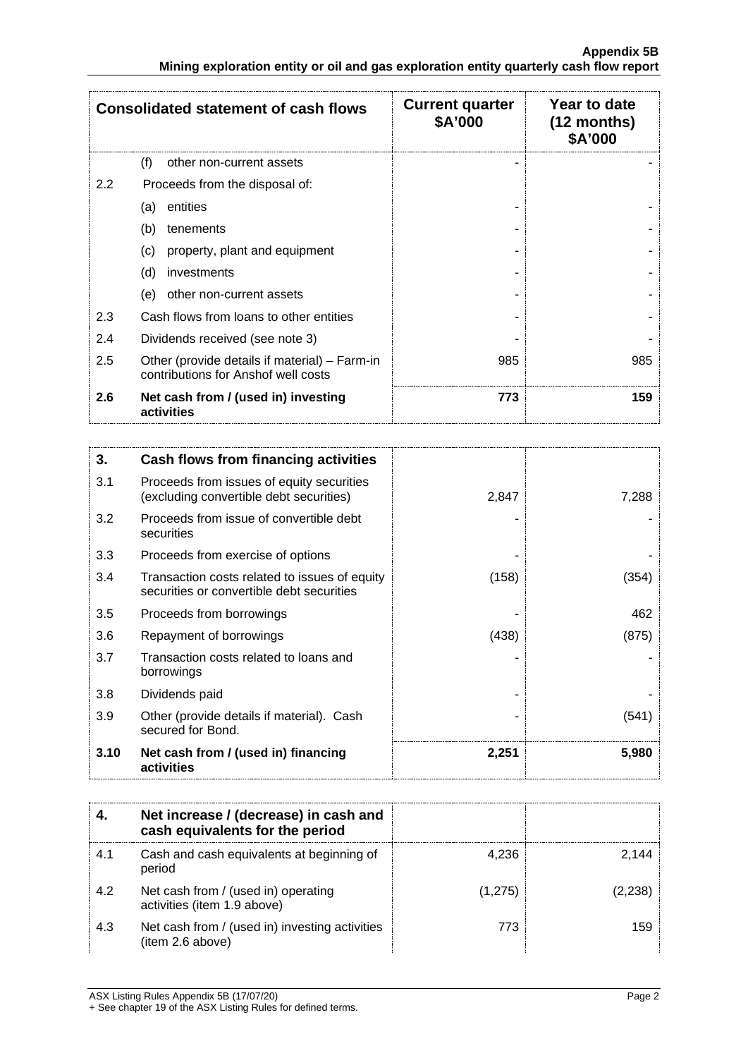| Consolidated statement of cash flows | | Current quarter $A'000 | Year to date (12 months) $A'000 |
|---|---|---|---|
| | (f) other non-current assets | - | - |
| 2.2 | Proceeds from the disposal of: | | |
| | (a) entities | - | - |
| | (b) tenements | - | - |
| | (c) property, plant and equipment | - | - |
| | (d) investments | - | - |
| | (e) other non-current assets | - | - |
| 2.3 | Cash flows from loans to other entities | - | - |
| 2.4 | Dividends received (see note 3) | - | - |
| 2.5 | Other (provide details if material) – Farm-in contributions for Anshof well costs | 985 | 985 |
| **2.6** | **Net cash from / (used in) investing activities** | **773** | **159** |

| **3.** | **Cash flows from financing activities** | | |
|---|---|---|---|
| 3.1 | Proceeds from issues of equity securities (excluding convertible debt securities) | 2,847 | 7,288 |
| 3.2 | Proceeds from issue of convertible debt securities | - | - |
| 3.3 | Proceeds from exercise of options | - | - |
| 3.4 | Transaction costs related to issues of equity securities or convertible debt securities | (158) | (354) |
| 3.5 | Proceeds from borrowings | - | 462 |
| 3.6 | Repayment of borrowings | (438) | (875) |
| 3.7 | Transaction costs related to loans and borrowings | - | - |
| 3.8 | Dividends paid | - | - |
| 3.9 | Other (provide details if material). Cash secured for Bond. | - | (541) |
| **3.10** | **Net cash from / (used in) financing activities** | **2,251** | **5,980** |

| **4.** | **Net increase / (decrease) in cash and cash equivalents for the period** | | |
|---|---|---|---|
| 4.1 | Cash and cash equivalents at beginning of period | 4,236 | 2,144 |
| 4.2 | Net cash from / (used in) operating activities (item 1.9 above) | (1,275) | (2,238) |
| 4.3 | Net cash from / (used in) investing activities (item 2.6 above) | 773 | 159 |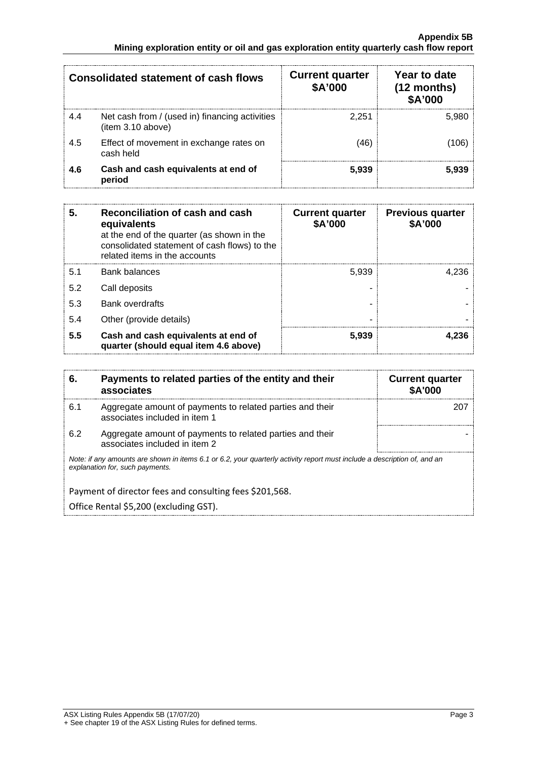| | Consolidated statement of cash flows | Current quarter $A'000 | Year to date (12 months) $A'000 |
|---|---|---|---|
| 4.4 | Net cash from / (used in) financing activities (item 3.10 above) | 2,251 | 5,980 |
| 4.5 | Effect of movement in exchange rates on cash held | (46) | (106) |
| **4.6** | **Cash and cash equivalents at end of period** | **5,939** | **5,939** |

| **5.** | **Reconciliation of cash and cash equivalents** at the end of the quarter (as shown in the consolidated statement of cash flows) to the related items in the accounts | **Current quarter $A'000** | **Previous quarter $A'000** |
|---|---|---|---|
| 5.1 | Bank balances | 5,939 | 4,236 |
| 5.2 | Call deposits | - | - |
| 5.3 | Bank overdrafts | - | - |
| 5.4 | Other (provide details) | - | - |
| **5.5** | **Cash and cash equivalents at end of quarter (should equal item 4.6 above)** | **5,939** | **4,236** |

| **6.** | **Payments to related parties of the entity and their associates** | **Current quarter $A'000** |
|---|---|---|
| 6.1 | Aggregate amount of payments to related parties and their associates included in item 1 | 207 |
| 6.2 | Aggregate amount of payments to related parties and their associates included in item 2 | - |

*Note: if any amounts are shown in items 6.1 or 6.2, your quarterly activity report must include a description of, and an explanation for, such payments.*

Payment of director fees and consulting fees $201,568.

Office Rental $5,200 (excluding GST).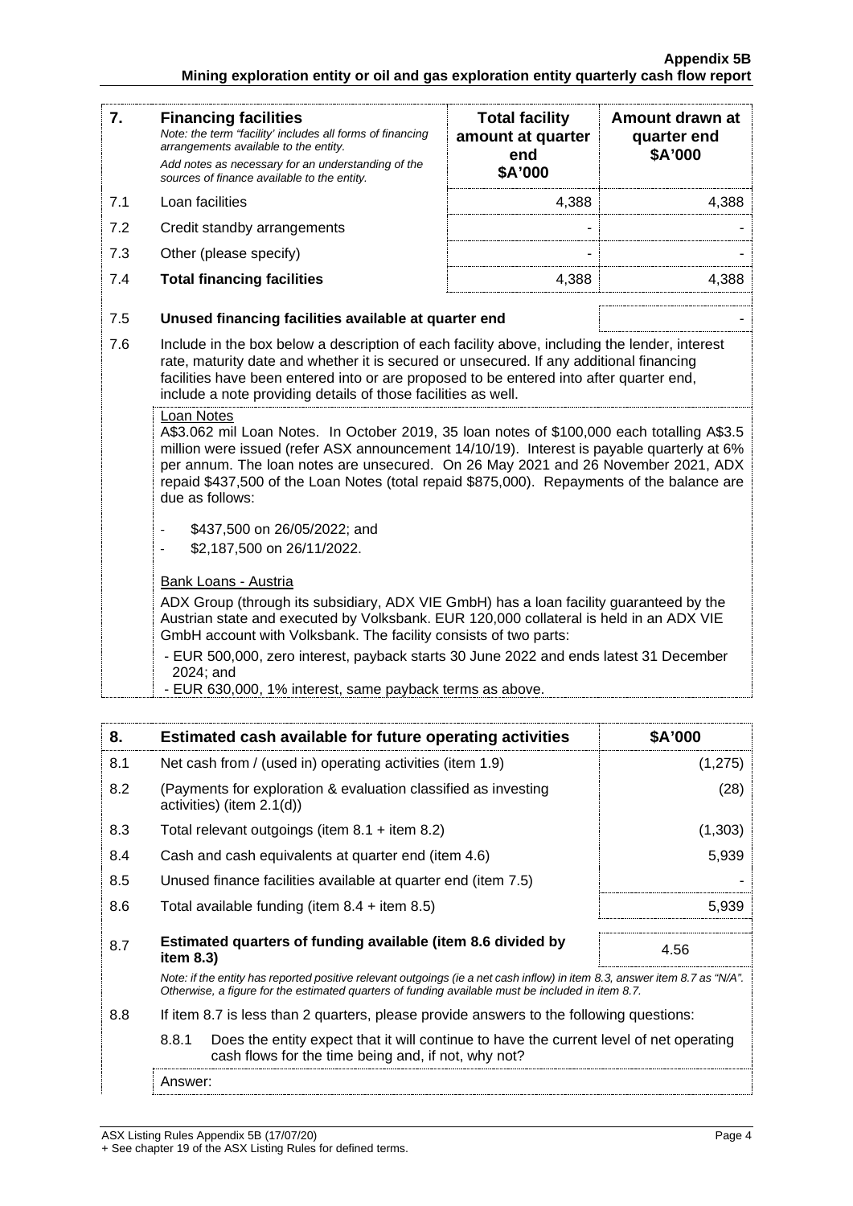| 7. | **Financing facilities**<br>*Note: the term "facility' includes all forms of financing arrangements available to the entity.*<br>*Add notes as necessary for an understanding of the sources of finance available to the entity.* | **Total facility amount at quarter end**<br>**\$A'000** | **Amount drawn at quarter end**<br>**\$A'000** |
|---|---|---|---|
| 7.1 | Loan facilities | 4,388 | 4,388 |
| 7.2 | Credit standby arrangements | - | - |
| 7.3 | Other (please specify) | - | - |
| 7.4 | **Total financing facilities** | 4,388 | 4,388 |

| | | |
|---|---|---|
| 7.5 | **Unused financing facilities available at quarter end** | - |

7.6 Include in the box below a description of each facility above, including the lender, interest rate, maturity date and whether it is secured or unsecured. If any additional financing facilities have been entered into or are proposed to be entered into after quarter end, include a note providing details of those facilities as well.

Loan Notes

A\$3.062 mil Loan Notes. In October 2019, 35 loan notes of \$100,000 each totalling A\$3.5 million were issued (refer ASX announcement 14/10/19). Interest is payable quarterly at 6% per annum. The loan notes are unsecured. On 26 May 2021 and 26 November 2021, ADX repaid \$437,500 of the Loan Notes (total repaid \$875,000). Repayments of the balance are due as follows:

- \$437,500 on 26/05/2022; and
- \$2,187,500 on 26/11/2022.

Bank Loans - Austria

ADX Group (through its subsidiary, ADX VIE GmbH) has a loan facility guaranteed by the Austrian state and executed by Volksbank. EUR 120,000 collateral is held in an ADX VIE GmbH account with Volksbank. The facility consists of two parts:

- EUR 500,000, zero interest, payback starts 30 June 2022 and ends latest 31 December 2024; and
- EUR 630,000, 1% interest, same payback terms as above.

| 8. | **Estimated cash available for future operating activities** | **\$A'000** |
|---|---|---|
| 8.1 | Net cash from / (used in) operating activities (item 1.9) | (1,275) |
| 8.2 | (Payments for exploration & evaluation classified as investing activities) (item 2.1(d)) | (28) |
| 8.3 | Total relevant outgoings (item 8.1 + item 8.2) | (1,303) |
| 8.4 | Cash and cash equivalents at quarter end (item 4.6) | 5,939 |
| 8.5 | Unused finance facilities available at quarter end (item 7.5) | - |
| 8.6 | Total available funding (item 8.4 + item 8.5) | 5,939 |
| 8.7 | **Estimated quarters of funding available (item 8.6 divided by item 8.3)** | 4.56 |

*Note: if the entity has reported positive relevant outgoings (ie a net cash inflow) in item 8.3, answer item 8.7 as "N/A". Otherwise, a figure for the estimated quarters of funding available must be included in item 8.7.*

8.8 If item 8.7 is less than 2 quarters, please provide answers to the following questions:

8.8.1 Does the entity expect that it will continue to have the current level of net operating cash flows for the time being and, if not, why not?

Answer: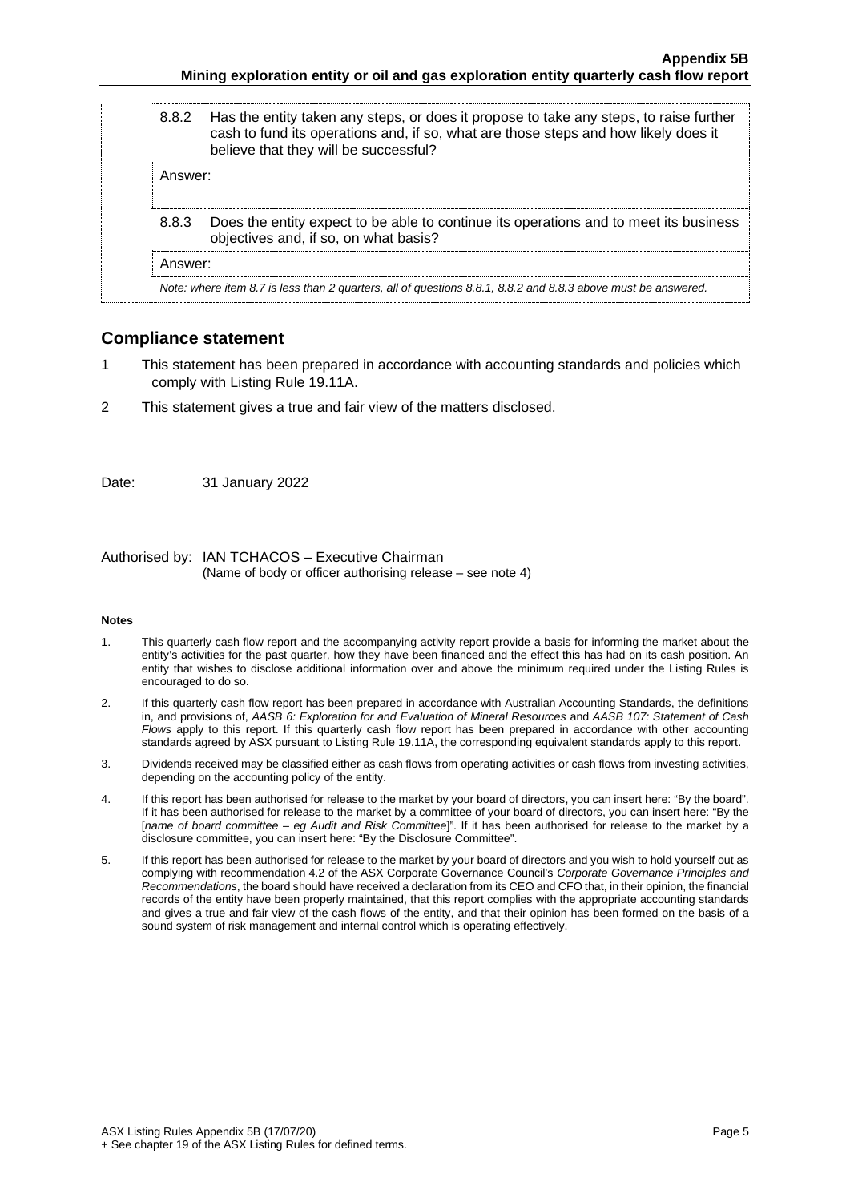| | |
|---|---|
| 8.8.2 | Has the entity taken any steps, or does it propose to take any steps, to raise further cash to fund its operations and, if so, what are those steps and how likely does it believe that they will be successful? |
| Answer: | |
| 8.8.3 | Does the entity expect to be able to continue its operations and to meet its business objectives and, if so, on what basis? |
| Answer: | |

*Note: where item 8.7 is less than 2 quarters, all of questions 8.8.1, 8.8.2 and 8.8.3 above must be answered.*

## Compliance statement

1. This statement has been prepared in accordance with accounting standards and policies which comply with Listing Rule 19.11A.
2. This statement gives a true and fair view of the matters disclosed.

Date: 31 January 2022

Authorised by: IAN TCHACOS – Executive Chairman
(Name of body or officer authorising release – see note 4)

**Notes**

1. This quarterly cash flow report and the accompanying activity report provide a basis for informing the market about the entity's activities for the past quarter, how they have been financed and the effect this has had on its cash position. An entity that wishes to disclose additional information over and above the minimum required under the Listing Rules is encouraged to do so.
2. If this quarterly cash flow report has been prepared in accordance with Australian Accounting Standards, the definitions in, and provisions of, *AASB 6: Exploration for and Evaluation of Mineral Resources* and *AASB 107: Statement of Cash Flows* apply to this report. If this quarterly cash flow report has been prepared in accordance with other accounting standards agreed by ASX pursuant to Listing Rule 19.11A, the corresponding equivalent standards apply to this report.
3. Dividends received may be classified either as cash flows from operating activities or cash flows from investing activities, depending on the accounting policy of the entity.
4. If this report has been authorised for release to the market by your board of directors, you can insert here: "By the board". If it has been authorised for release to the market by a committee of your board of directors, you can insert here: "By the [*name of board committee – eg Audit and Risk Committee*]". If it has been authorised for release to the market by a disclosure committee, you can insert here: "By the Disclosure Committee".
5. If this report has been authorised for release to the market by your board of directors and you wish to hold yourself out as complying with recommendation 4.2 of the ASX Corporate Governance Council's *Corporate Governance Principles and Recommendations*, the board should have received a declaration from its CEO and CFO that, in their opinion, the financial records of the entity have been properly maintained, that this report complies with the appropriate accounting standards and gives a true and fair view of the cash flows of the entity, and that their opinion has been formed on the basis of a sound system of risk management and internal control which is operating effectively.